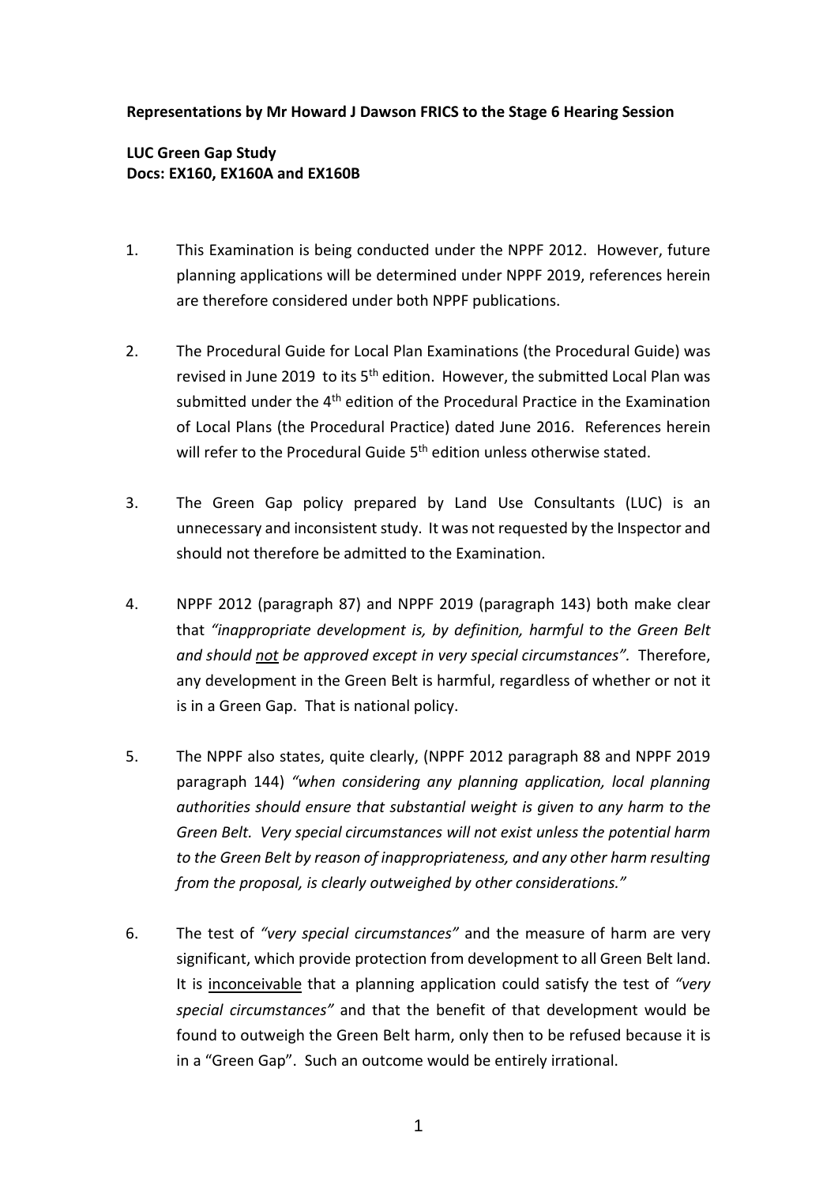**Representations by Mr Howard J Dawson FRICS to the Stage 6 Hearing Session**

**LUC Green Gap Study**
**Docs: EX160, EX160A and EX160B**

1. This Examination is being conducted under the NPPF 2012. However, future planning applications will be determined under NPPF 2019, references herein are therefore considered under both NPPF publications.

2. The Procedural Guide for Local Plan Examinations (the Procedural Guide) was revised in June 2019 to its 5th edition. However, the submitted Local Plan was submitted under the 4th edition of the Procedural Practice in the Examination of Local Plans (the Procedural Practice) dated June 2016. References herein will refer to the Procedural Guide 5th edition unless otherwise stated.

3. The Green Gap policy prepared by Land Use Consultants (LUC) is an unnecessary and inconsistent study. It was not requested by the Inspector and should not therefore be admitted to the Examination.

4. NPPF 2012 (paragraph 87) and NPPF 2019 (paragraph 143) both make clear that *"inappropriate development is, by definition, harmful to the Green Belt and should <u>not</u> be approved except in very special circumstances".* Therefore, any development in the Green Belt is harmful, regardless of whether or not it is in a Green Gap. That is national policy.

5. The NPPF also states, quite clearly, (NPPF 2012 paragraph 88 and NPPF 2019 paragraph 144) *"when considering any planning application, local planning authorities should ensure that substantial weight is given to any harm to the Green Belt. Very special circumstances will not exist unless the potential harm to the Green Belt by reason of inappropriateness, and any other harm resulting from the proposal, is clearly outweighed by other considerations."*

6. The test of *"very special circumstances"* and the measure of harm are very significant, which provide protection from development to all Green Belt land. It is <u>inconceivable</u> that a planning application could satisfy the test of *"very special circumstances"* and that the benefit of that development would be found to outweigh the Green Belt harm, only then to be refused because it is in a "Green Gap". Such an outcome would be entirely irrational.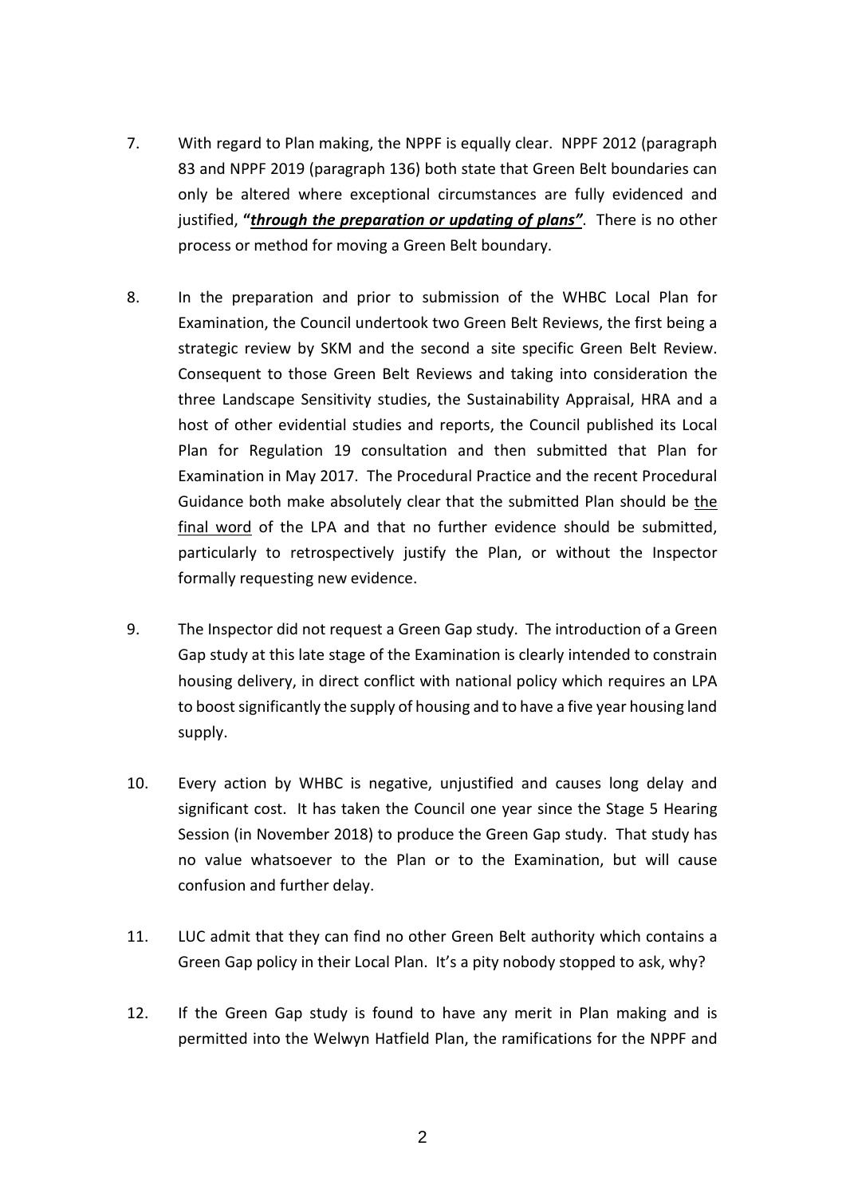7. With regard to Plan making, the NPPF is equally clear. NPPF 2012 (paragraph 83 and NPPF 2019 (paragraph 136) both state that Green Belt boundaries can only be altered where exceptional circumstances are fully evidenced and justified, **"*through the preparation or updating of plans"***. There is no other process or method for moving a Green Belt boundary.

8. In the preparation and prior to submission of the WHBC Local Plan for Examination, the Council undertook two Green Belt Reviews, the first being a strategic review by SKM and the second a site specific Green Belt Review. Consequent to those Green Belt Reviews and taking into consideration the three Landscape Sensitivity studies, the Sustainability Appraisal, HRA and a host of other evidential studies and reports, the Council published its Local Plan for Regulation 19 consultation and then submitted that Plan for Examination in May 2017. The Procedural Practice and the recent Procedural Guidance both make absolutely clear that the submitted Plan should be the final word of the LPA and that no further evidence should be submitted, particularly to retrospectively justify the Plan, or without the Inspector formally requesting new evidence.

9. The Inspector did not request a Green Gap study. The introduction of a Green Gap study at this late stage of the Examination is clearly intended to constrain housing delivery, in direct conflict with national policy which requires an LPA to boost significantly the supply of housing and to have a five year housing land supply.

10. Every action by WHBC is negative, unjustified and causes long delay and significant cost. It has taken the Council one year since the Stage 5 Hearing Session (in November 2018) to produce the Green Gap study. That study has no value whatsoever to the Plan or to the Examination, but will cause confusion and further delay.

11. LUC admit that they can find no other Green Belt authority which contains a Green Gap policy in their Local Plan. It's a pity nobody stopped to ask, why?

12. If the Green Gap study is found to have any merit in Plan making and is permitted into the Welwyn Hatfield Plan, the ramifications for the NPPF and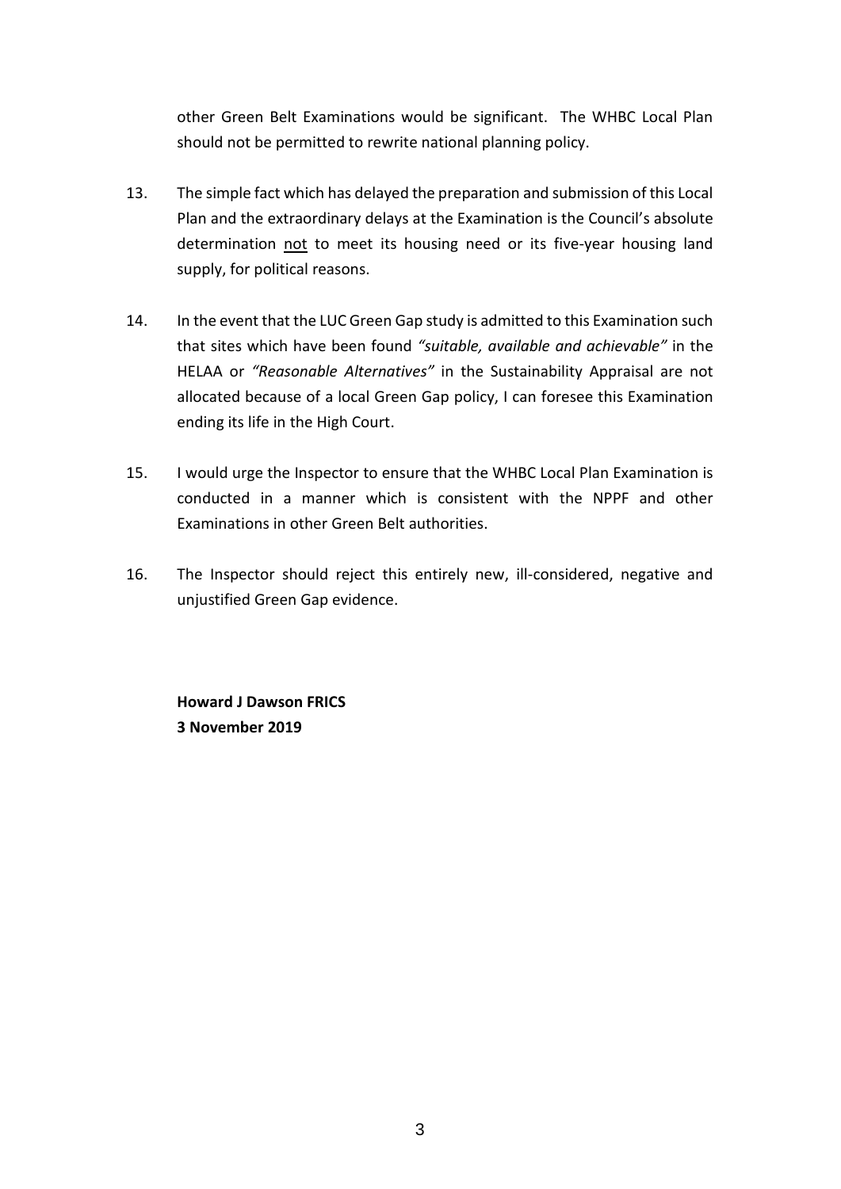other Green Belt Examinations would be significant. The WHBC Local Plan should not be permitted to rewrite national planning policy.

13. The simple fact which has delayed the preparation and submission of this Local Plan and the extraordinary delays at the Examination is the Council's absolute determination <u>not</u> to meet its housing need or its five-year housing land supply, for political reasons.

14. In the event that the LUC Green Gap study is admitted to this Examination such that sites which have been found *"suitable, available and achievable"* in the HELAA or *"Reasonable Alternatives"* in the Sustainability Appraisal are not allocated because of a local Green Gap policy, I can foresee this Examination ending its life in the High Court.

15. I would urge the Inspector to ensure that the WHBC Local Plan Examination is conducted in a manner which is consistent with the NPPF and other Examinations in other Green Belt authorities.

16. The Inspector should reject this entirely new, ill-considered, negative and unjustified Green Gap evidence.

**Howard J Dawson FRICS**
**3 November 2019**